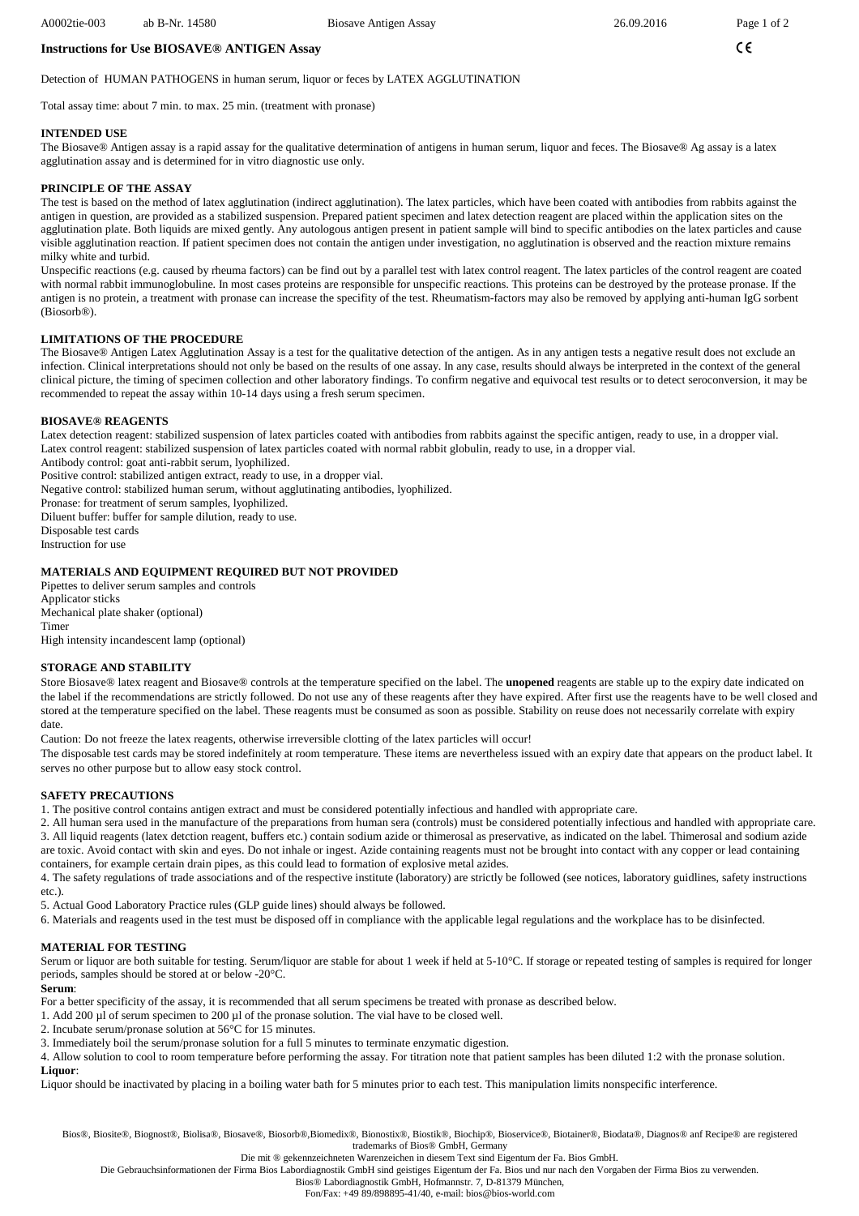## Instructions for Use BIOSAVE® ANTIGEN Assay

Detection of HUMAN PATHOGENS in human serum, liquor or feces by LATEX AGGLUTINATION

Total assay time: about 7 min. to max. 25 min. (treatment with pronase)

### INTENDED USE

The Biosave® Antigen assay is a rapid assay for the qualitative determination of antigens in human serum, liquor and feces. The Biosave® Ag assay is a latex agglutination assay and is determined for in vitro diagnostic use only.

### PRINCIPLE OF THE ASSAY

The test is based on the method of latex agglutination (indirect agglutination). The latex particles, which have been coated with antibodies from rabbits against the antigen in question, are provided as a stabilized suspension. Prepared patient specimen and latex detection reagent are placed within the application sites on the agglutination plate. Both liquids are mixed gently. Any autologous antigen present in patient sample will bind to specific antibodies on the latex particles and cause visible agglutination reaction. If patient specimen does not contain the antigen under investigation, no agglutination is observed and the reaction mixture remains milky white and turbid.

Unspecific reactions (e.g. caused by rheuma factors) can be find out by a parallel test with latex control reagent. The latex particles of the control reagent are coated with normal rabbit immunoglobuline. In most cases proteins are responsible for unspecific reactions. This proteins can be destroyed by the protease pronase. If the antigen is no protein, a treatment with pronase can increase the specifity of the test. Rheumatism-factors may also be removed by applying anti-human IgG sorbent (Biosorb®).

### LIMITATIONS OF THE PROCEDURE

The Biosave® Antigen Latex Agglutination Assay is a test for the qualitative detection of the antigen. As in any antigen tests a negative result does not exclude an infection. Clinical interpretations should not only be based on the results of one assay. In any case, results should always be interpreted in the context of the general clinical picture, the timing of specimen collection and other laboratory findings. To confirm negative and equivocal test results or to detect seroconversion, it may be recommended to repeat the assay within 10-14 days using a fresh serum specimen.

### BIOSAVE® REAGENTS

Latex detection reagent: stabilized suspension of latex particles coated with antibodies from rabbits against the specific antigen, ready to use, in a dropper vial.
Latex control reagent: stabilized suspension of latex particles coated with normal rabbit globulin, ready to use, in a dropper vial.
Antibody control: goat anti-rabbit serum, lyophilized.
Positive control: stabilized antigen extract, ready to use, in a dropper vial.
Negative control: stabilized human serum, without agglutinating antibodies, lyophilized.
Pronase: for treatment of serum samples, lyophilized.
Diluent buffer: buffer for sample dilution, ready to use.
Disposable test cards
Instruction for use

### MATERIALS AND EQUIPMENT REQUIRED BUT NOT PROVIDED

Pipettes to deliver serum samples and controls
Applicator sticks
Mechanical plate shaker (optional)
Timer
High intensity incandescent lamp (optional)

### STORE AND STABILITY

Store Biosave® latex reagent and Biosave® controls at the temperature specified on the label. The **unopened** reagents are stable up to the expiry date indicated on the label if the recommendations are strictly followed. Do not use any of these reagents after they have expired. After first use the reagents have to be well closed and stored at the temperature specified on the label. These reagents must be consumed as soon as possible. Stability on reuse does not necessarily correlate with expiry date.

Caution: Do not freeze the latex reagents, otherwise irreversible clotting of the latex particles will occur!

The disposable test cards may be stored indefinitely at room temperature. These items are nevertheless issued with an expiry date that appears on the product label. It serves no other purpose but to allow easy stock control.

### SAFETY PRECAUTIONS

1. The positive control contains antigen extract and must be considered potentially infectious and handled with appropriate care.
2. All human sera used in the manufacture of the preparations from human sera (controls) must be considered potentially infectious and handled with appropriate care.
3. All liquid reagents (latex detction reagent, buffers etc.) contain sodium azide or thimerosal as preservative, as indicated on the label. Thimerosal and sodium azide are toxic. Avoid contact with skin and eyes. Do not inhale or ingest. Azide containing reagents must not be brought into contact with any copper or lead containing containers, for example certain drain pipes, as this could lead to formation of explosive metal azides.
4. The safety regulations of trade associations and of the respective institute (laboratory) are strictly be followed (see notices, laboratory guidlines, safety instructions etc.).
5. Actual Good Laboratory Practice rules (GLP guide lines) should always be followed.
6. Materials and reagents used in the test must be disposed off in compliance with the applicable legal regulations and the workplace has to be disinfected.

### MATERIAL FOR TESTING

Serum or liquor are both suitable for testing. Serum/liquor are stable for about 1 week if held at 5-10°C. If storage or repeated testing of samples is required for longer periods, samples should be stored at or below -20°C.

**Serum**:

For a better specificity of the assay, it is recommended that all serum specimens be treated with pronase as described below.

1. Add 200 µl of serum specimen to 200 µl of the pronase solution. The vial have to be closed well.
2. Incubate serum/pronase solution at 56°C for 15 minutes.
3. Immediately boil the serum/pronase solution for a full 5 minutes to terminate enzymatic digestion.
4. Allow solution to cool to room temperature before performing the assay. For titration note that patient samples has been diluted 1:2 with the pronase solution.

**Liquor**:

Liquor should be inactivated by placing in a boiling water bath for 5 minutes prior to each test. This manipulation limits nonspecific interference.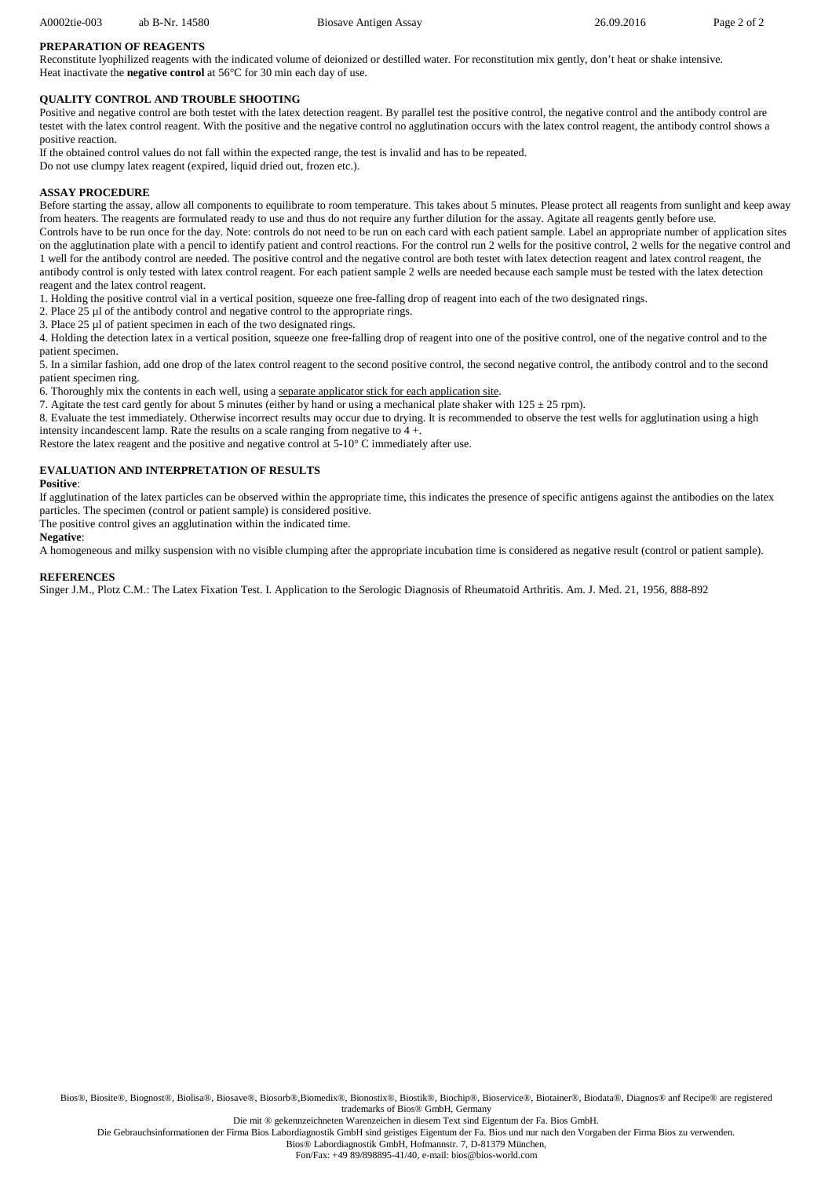## PREPARATION OF REAGENTS

Reconstitute lyophilized reagents with the indicated volume of deionized or destilled water. For reconstitution mix gently, don't heat or shake intensive.
Heat inactivate the **negative control** at 56°C for 30 min each day of use.

## QUALITY CONTROL AND TROUBLE SHOOTING

Positive and negative control are both testet with the latex detection reagent. By parallel test the positive control, the negative control and the antibody control are testet with the latex control reagent. With the positive and the negative control no agglutination occurs with the latex control reagent, the antibody control shows a positive reaction.
If the obtained control values do not fall within the expected range, the test is invalid and has to be repeated.
Do not use clumpy latex reagent (expired, liquid dried out, frozen etc.).

## ASSAY PROCEDURE

Before starting the assay, allow all components to equilibrate to room temperature. This takes about 5 minutes. Please protect all reagents from sunlight and keep away from heaters. The reagents are formulated ready to use and thus do not require any further dilution for the assay. Agitate all reagents gently before use.
Controls have to be run once for the day. Note: controls do not need to be run on each card with each patient sample. Label an appropriate number of application sites on the agglutination plate with a pencil to identify patient and control reactions. For the control run 2 wells for the positive control, 2 wells for the negative control and 1 well for the antibody control are needed. The positive control and the negative control are both testet with latex detection reagent and latex control reagent, the antibody control is only tested with latex control reagent. For each patient sample 2 wells are needed because each sample must be tested with the latex detection reagent and the latex control reagent.

1. Holding the positive control vial in a vertical position, squeeze one free-falling drop of reagent into each of the two designated rings.
2. Place 25 µl of the antibody control and negative control to the appropriate rings.
3. Place 25 µl of patient specimen in each of the two designated rings.
4. Holding the detection latex in a vertical position, squeeze one free-falling drop of reagent into one of the positive control, one of the negative control and to the patient specimen.
5. In a similar fashion, add one drop of the latex control reagent to the second positive control, the second negative control, the antibody control and to the second patient specimen ring.
6. Thoroughly mix the contents in each well, using a separate applicator stick for each application site.
7. Agitate the test card gently for about 5 minutes (either by hand or using a mechanical plate shaker with 125 ± 25 rpm).
8. Evaluate the test immediately. Otherwise incorrect results may occur due to drying. It is recommended to observe the test wells for agglutination using a high intensity incandescent lamp. Rate the results on a scale ranging from negative to 4 +.

Restore the latex reagent and the positive and negative control at 5-10° C immediately after use.

## EVALUATION AND INTERPRETATION OF RESULTS

**Positive**:

If agglutination of the latex particles can be observed within the appropriate time, this indicates the presence of specific antigens against the antibodies on the latex particles. The specimen (control or patient sample) is considered positive.
The positive control gives an agglutination within the indicated time.

**Negative**:

A homogeneous and milky suspension with no visible clumping after the appropriate incubation time is considered as negative result (control or patient sample).

## REFERENCES

Singer J.M., Plotz C.M.: The Latex Fixation Test. I. Application to the Serologic Diagnosis of Rheumatoid Arthritis. Am. J. Med. 21, 1956, 888-892

Bios®, Biosite®, Biognost®, Biolisa®, Biosave®, Biosorb®,Biomedix®, Bionostix®, Biostik®, Biochip®, Bioservice®, Biotainer®, Biodata®, Diagnos® anf Recipe® are registered trademarks of Bios® GmbH, Germany
Die mit ® gekennzeichneten Warenzeichen in diesem Text sind Eigentum der Fa. Bios GmbH.
Die Gebrauchsinformationen der Firma Bios Labordiagnostik GmbH sind geistiges Eigentum der Fa. Bios und nur nach den Vorgaben der Firma Bios zu verwenden.
Bios® Labordiagnostik GmbH, Hofmannstr. 7, D-81379 München,
Fon/Fax: +49 89/898895-41/40, e-mail: bios@bios-world.com